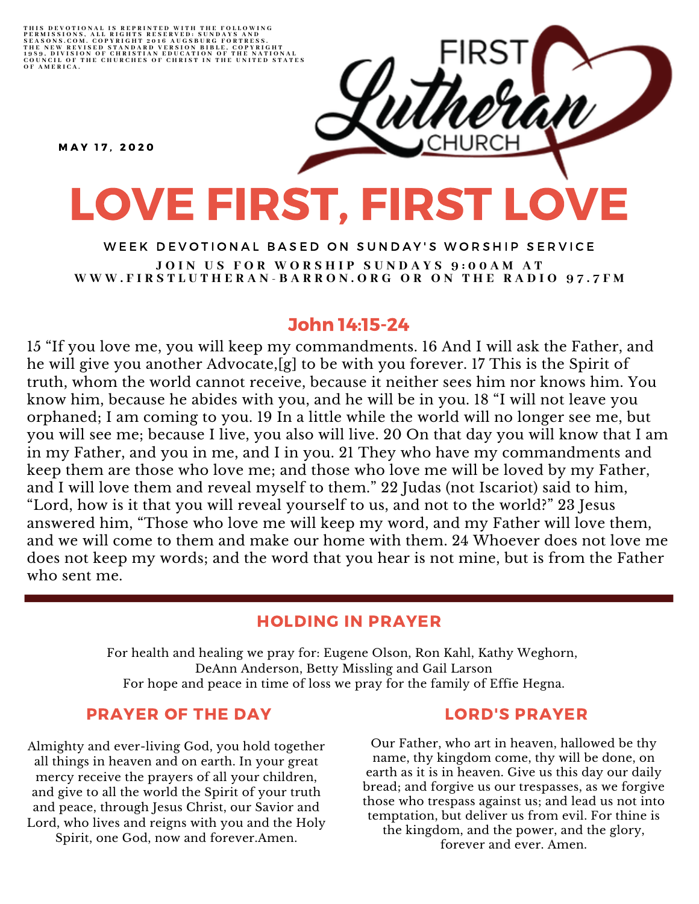THIS DEVOTIONAL IS REPRINTED WITH THE FOLLOWING PERMISSIONS, ALL RIGHTS RESERVED: SUNDAYS AND SEASONS.COM. COPYRIGHT 2016 AUGSBURG FORTRESS. THE NEW REVISED STANDARD VERSION BIBLE, COPYRIGHT 1989, DIVISION OF CHRISTIAN EDUCATION OF THE NATIONAL COUNCIL OF THE CHURCHES OF CHRIST IN THE UNITED STATES OF AMERICA.

FIRST Lutheran CHURCH

MAY 17, 2020

# LOVE FIRST, FIRST LOVE

WEEK DEVOTIONAL BASED ON SUNDAY'S WORSHIP SERVICE

JOIN US FOR WORSHIP SUNDAYS 9:00AM AT WWW.FIRSTLUTHERAN-BARRON.ORG OR ON THE RADIO 97.7FM

## John 14:15-24

15 "If you love me, you will keep my commandments. 16 And I will ask the Father, and he will give you another Advocate,[g] to be with you forever. 17 This is the Spirit of truth, whom the world cannot receive, because it neither sees him nor knows him. You know him, because he abides with you, and he will be in you. 18 "I will not leave you orphaned; I am coming to you. 19 In a little while the world will no longer see me, but you will see me; because I live, you also will live. 20 On that day you will know that I am in my Father, and you in me, and I in you. 21 They who have my commandments and keep them are those who love me; and those who love me will be loved by my Father, and I will love them and reveal myself to them." 22 Judas (not Iscariot) said to him, "Lord, how is it that you will reveal yourself to us, and not to the world?" 23 Jesus answered him, "Those who love me will keep my word, and my Father will love them, and we will come to them and make our home with them. 24 Whoever does not love me does not keep my words; and the word that you hear is not mine, but is from the Father who sent me.

---

## HOLDING IN PRAYER

For health and healing we pray for: Eugene Olson, Ron Kahl, Kathy Weghorn, DeAnn Anderson, Betty Missling and Gail Larson
For hope and peace in time of loss we pray for the family of Effie Hegna.

## PRAYER OF THE DAY

Almighty and ever-living God, you hold together all things in heaven and on earth. In your great mercy receive the prayers of all your children, and give to all the world the Spirit of your truth and peace, through Jesus Christ, our Savior and Lord, who lives and reigns with you and the Holy Spirit, one God, now and forever.Amen.

## LORD'S PRAYER

Our Father, who art in heaven, hallowed be thy name, thy kingdom come, thy will be done, on earth as it is in heaven. Give us this day our daily bread; and forgive us our trespasses, as we forgive those who trespass against us; and lead us not into temptation, but deliver us from evil. For thine is the kingdom, and the power, and the glory, forever and ever. Amen.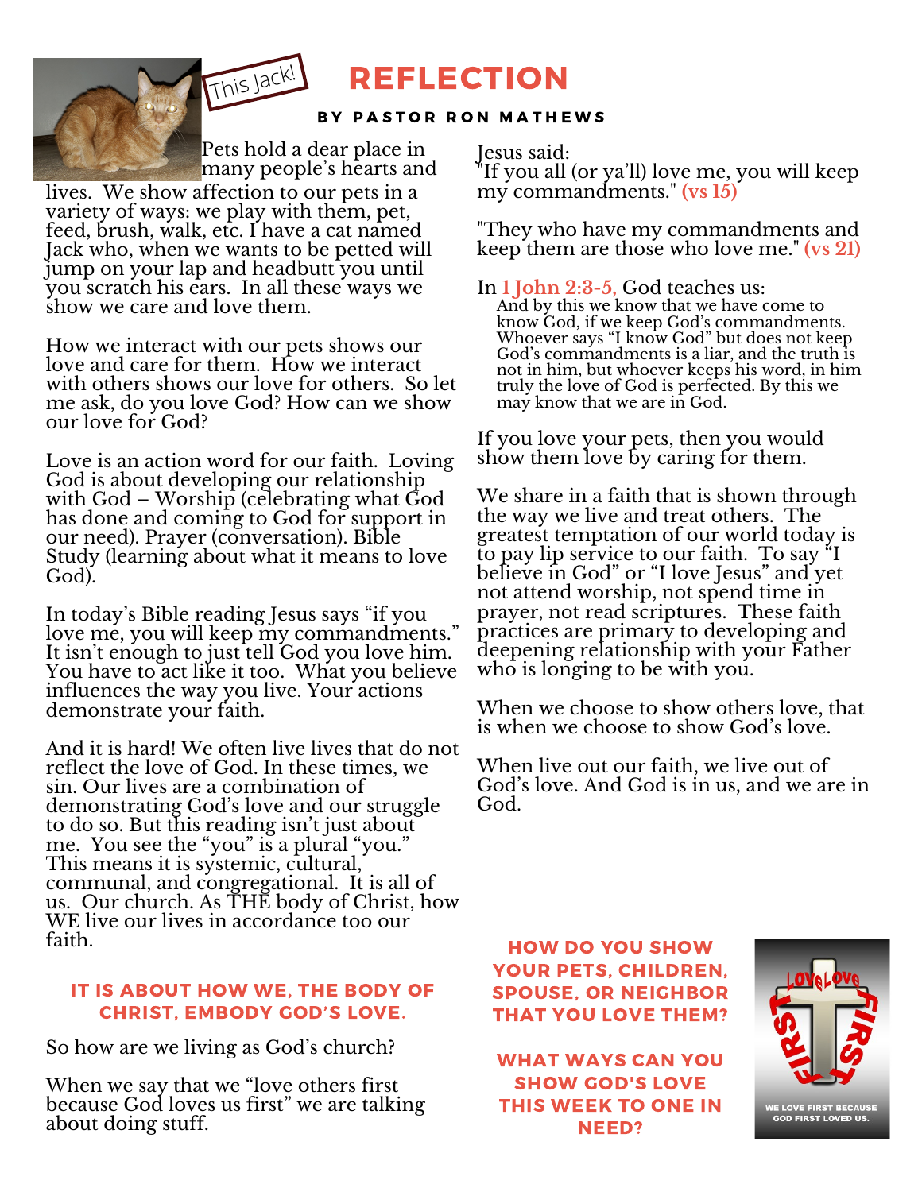# REFLECTION

**BY PASTOR RON MATHEWS**

This Jack!

Pets hold a dear place in many people's hearts and lives. We show affection to our pets in a variety of ways: we play with them, pet, feed, brush, walk, etc. I have a cat named Jack who, when we wants to be petted will jump on your lap and headbutt you until you scratch his ears. In all these ways we show we care and love them.

How we interact with our pets shows our love and care for them. How we interact with others shows our love for others. So let me ask, do you love God? How can we show our love for God?

Love is an action word for our faith. Loving God is about developing our relationship with God – Worship (celebrating what God has done and coming to God for support in our need). Prayer (conversation). Bible Study (learning about what it means to love God).

In today's Bible reading Jesus says "if you love me, you will keep my commandments." It isn't enough to just tell God you love him. You have to act like it too. What you believe influences the way you live. Your actions demonstrate your faith.

And it is hard! We often live lives that do not reflect the love of God. In these times, we sin. Our lives are a combination of demonstrating God's love and our struggle to do so. But this reading isn't just about me. You see the "you" is a plural "you." This means it is systemic, cultural, communal, and congregational. It is all of us. Our church. As THE body of Christ, how WE live our lives in accordance too our faith.

**IT IS ABOUT HOW WE, THE BODY OF CHRIST, EMBODY GOD'S LOVE.**

So how are we living as God's church?

When we say that we "love others first because God loves us first" we are talking about doing stuff.

Jesus said:
"If you all (or ya'll) love me, you will keep my commandments." **(vs 15)**

"They who have my commandments and keep them are those who love me." **(vs 21)**

In **1 John 2:3-5,** God teaches us:

> And by this we know that we have come to know God, if we keep God's commandments. Whoever says "I know God" but does not keep God's commandments is a liar, and the truth is not in him, but whoever keeps his word, in him truly the love of God is perfected. By this we may know that we are in God.

If you love your pets, then you would show them love by caring for them.

We share in a faith that is shown through the way we live and treat others. The greatest temptation of our world today is to pay lip service to our faith. To say "I believe in God" or "I love Jesus" and yet not attend worship, not spend time in prayer, not read scriptures. These faith practices are primary to developing and deepening relationship with your Father who is longing to be with you.

When we choose to show others love, that is when we choose to show God's love.

When live out our faith, we live out of God's love. And God is in us, and we are in God.

**HOW DO YOU SHOW YOUR PETS, CHILDREN, SPOUSE, OR NEIGHBOR THAT YOU LOVE THEM?**

**WHAT WAYS CAN YOU SHOW GOD'S LOVE THIS WEEK TO ONE IN NEED?**

LOVE LOVE FIRST FIRST

WE LOVE FIRST BECAUSE GOD FIRST LOVED US.